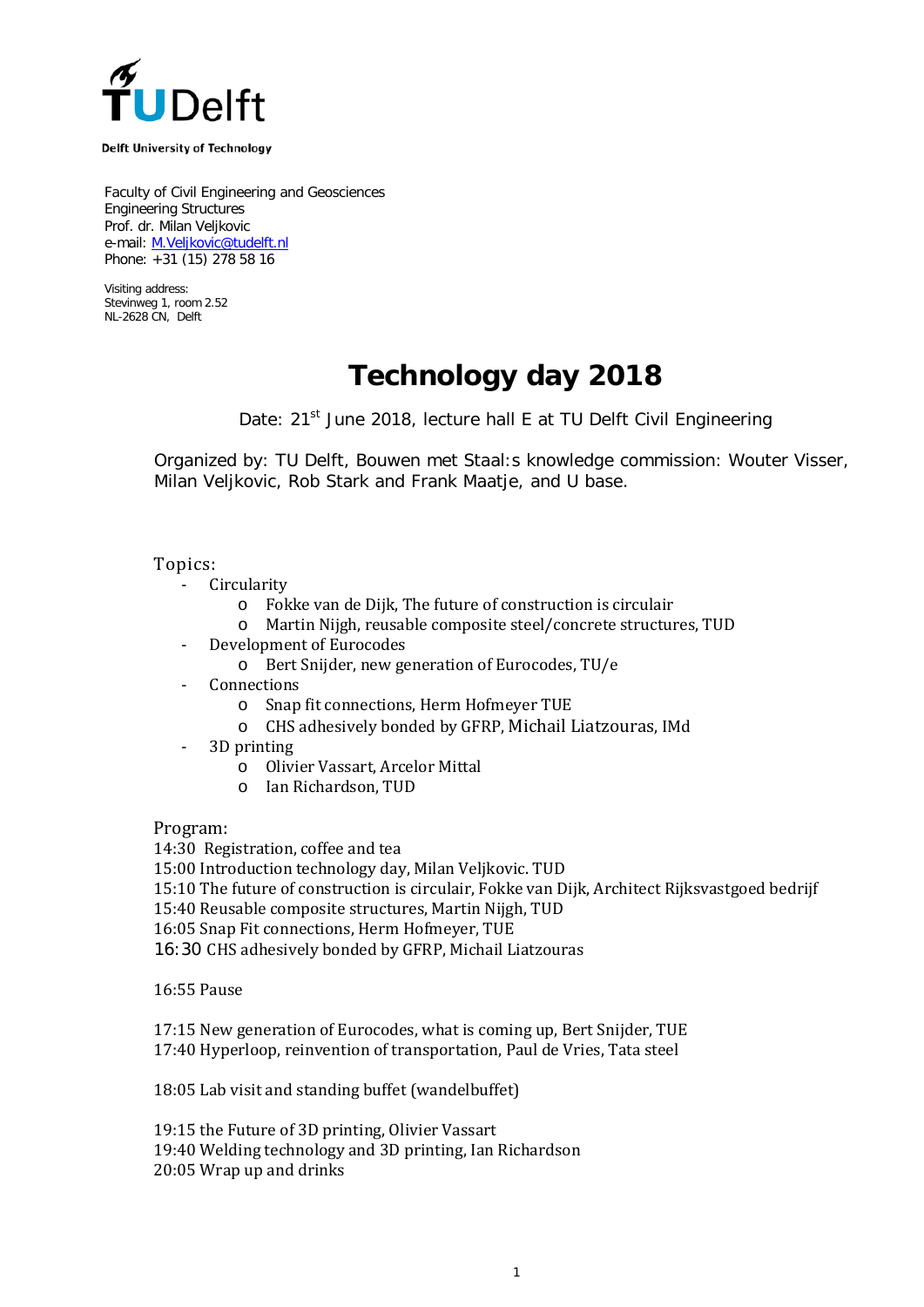TU Delft

Delft University of Technology

Faculty of Civil Engineering and Geosciences
Engineering Structures
Prof. dr. Milan Veljkovic
e-mail: M.Veljkovic@tudelft.nl
Phone: +31 (15) 278 58 16

Visiting address:
Stevinweg 1, room 2.52
NL-2628 CN, Delft

# Technology day 2018

Date: 21st June 2018, lecture hall E at TU Delft Civil Engineering

Organized by: TU Delft, Bouwen met Staal:s knowledge commission: Wouter Visser, Milan Veljkovic, Rob Stark and Frank Maatje, and U base.

Topics:

- Circularity
  - Fokke van de Dijk, The future of construction is circulair
  - Martin Nijgh, reusable composite steel/concrete structures, TUD
- Development of Eurocodes
  - Bert Snijder, new generation of Eurocodes, TU/e
- Connections
  - Snap fit connections, Herm Hofmeyer TUE
  - CHS adhesively bonded by GFRP, Michail Liatzouras, IMd
- 3D printing
  - Olivier Vassart, Arcelor Mittal
  - Ian Richardson, TUD

Program:

14:30 Registration, coffee and tea
15:00 Introduction technology day, Milan Veljkovic. TUD
15:10 The future of construction is circulair, Fokke van Dijk, Architect Rijksvastgoed bedrijf
15:40 Reusable composite structures, Martin Nijgh, TUD
16:05 Snap Fit connections, Herm Hofmeyer, TUE
16:30 CHS adhesively bonded by GFRP, Michail Liatzouras

16:55 Pause

17:15 New generation of Eurocodes, what is coming up, Bert Snijder, TUE
17:40 Hyperloop, reinvention of transportation, Paul de Vries, Tata steel

18:05 Lab visit and standing buffet (wandelbuffet)

19:15 the Future of 3D printing, Olivier Vassart
19:40 Welding technology and 3D printing, Ian Richardson
20:05 Wrap up and drinks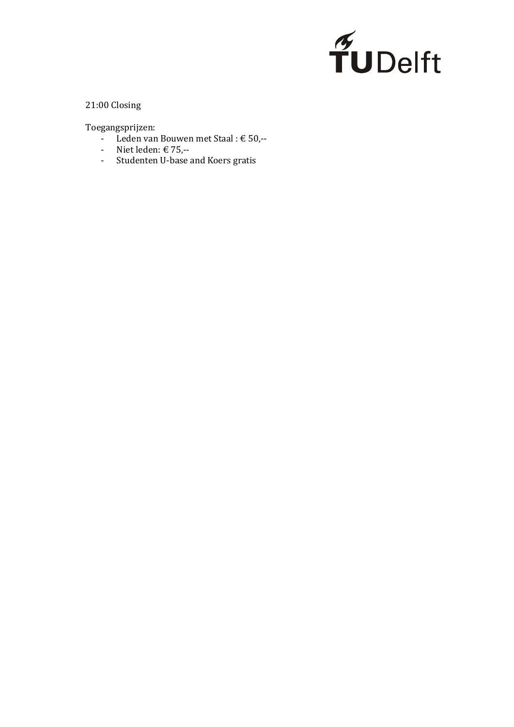21:00 Closing

Toegangsprijzen:

- Leden van Bouwen met Staal : € 50,--
- Niet leden: € 75,--
- Studenten U-base and Koers gratis